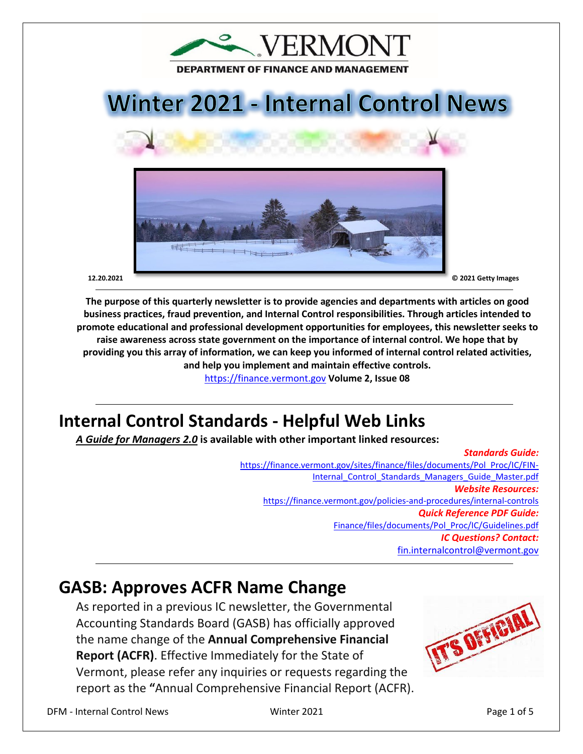VERMONT

DEPARTMENT OF FINANCE AND MANAGEMENT

# Winter 2021 - Internal Control News

12.20.2021 © 2021 Getty Images

**The purpose of this quarterly newsletter is to provide agencies and departments with articles on good business practices, fraud prevention, and Internal Control responsibilities. Through articles intended to promote educational and professional development opportunities for employees, this newsletter seeks to raise awareness across state government on the importance of internal control. We hope that by providing you this array of information, we can keep you informed of internal control related activities, and help you implement and maintain effective controls.**

https://finance.vermont.gov **Volume 2, Issue 08**

## Internal Control Standards - Helpful Web Links

***A Guide for Managers 2.0*** **is available with other important linked resources:**

***Standards Guide:***
https://finance.vermont.gov/sites/finance/files/documents/Pol_Proc/IC/FIN-Internal_Control_Standards_Managers_Guide_Master.pdf

***Website Resources:***
https://finance.vermont.gov/policies-and-procedures/internal-controls

***Quick Reference PDF Guide:***
Finance/files/documents/Pol_Proc/IC/Guidelines.pdf

***IC Questions? Contact:***
fin.internalcontrol@vermont.gov

## GASB: Approves ACFR Name Change

As reported in a previous IC newsletter, the Governmental Accounting Standards Board (GASB) has officially approved the name change of the **Annual Comprehensive Financial Report (ACFR)**. Effective Immediately for the State of Vermont, please refer any inquiries or requests regarding the report as the **"**Annual Comprehensive Financial Report (ACFR).

IT'S OFFICIAL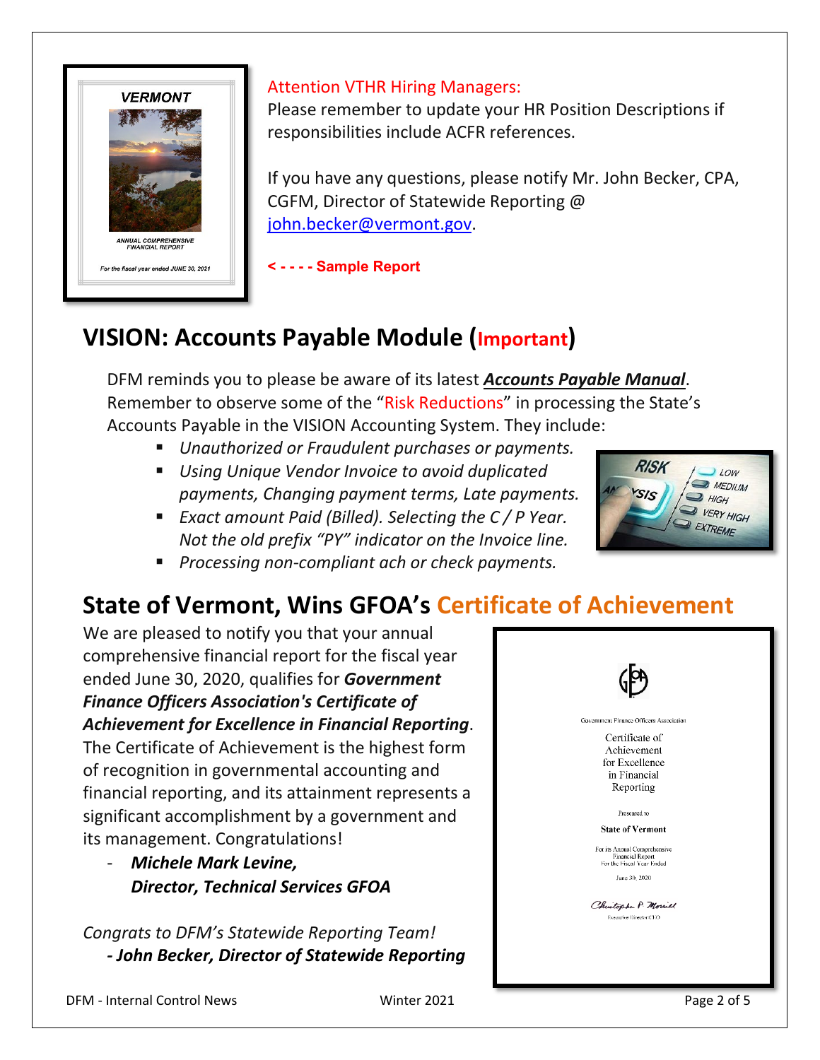Attention VTHR Hiring Managers:
Please remember to update your HR Position Descriptions if responsibilities include ACFR references.

If you have any questions, please notify Mr. John Becker, CPA, CGFM, Director of Statewide Reporting @ john.becker@vermont.gov.

**< - - - - Sample Report**

## VISION: Accounts Payable Module (Important)

DFM reminds you to please be aware of its latest ***Accounts Payable Manual***. Remember to observe some of the "Risk Reductions" in processing the State's Accounts Payable in the VISION Accounting System. They include:

- *Unauthorized or Fraudulent purchases or payments.*
- *Using Unique Vendor Invoice to avoid duplicated payments, Changing payment terms, Late payments.*
- *Exact amount Paid (Billed). Selecting the C / P Year. Not the old prefix "PY" indicator on the Invoice line.*
- *Processing non-compliant ach or check payments.*

## State of Vermont, Wins GFOA's Certificate of Achievement

We are pleased to notify you that your annual comprehensive financial report for the fiscal year ended June 30, 2020, qualifies for ***Government Finance Officers Association's Certificate of Achievement for Excellence in Financial Reporting***. The Certificate of Achievement is the highest form of recognition in governmental accounting and financial reporting, and its attainment represents a significant accomplishment by a government and its management. Congratulations!

- ***Michele Mark Levine,***
  ***Director, Technical Services GFOA***

*Congrats to DFM's Statewide Reporting Team!*
***- John Becker, Director of Statewide Reporting***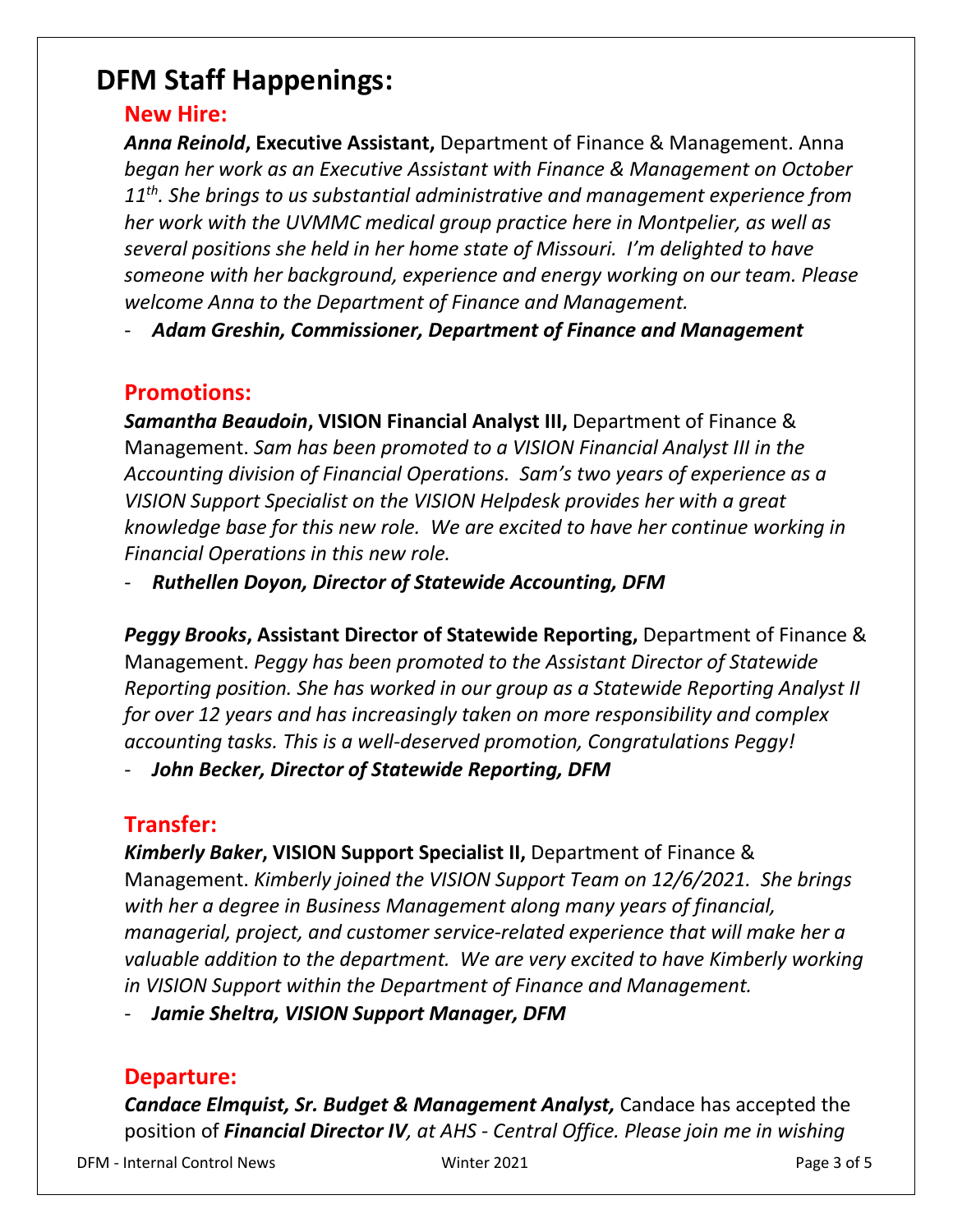# DFM Staff Happenings:

## New Hire:

***Anna Reinold*, Executive Assistant,** Department of Finance & Management. Anna *began her work as an Executive Assistant with Finance & Management on October 11th. She brings to us substantial administrative and management experience from her work with the UVMMC medical group practice here in Montpelier, as well as several positions she held in her home state of Missouri. I'm delighted to have someone with her background, experience and energy working on our team. Please welcome Anna to the Department of Finance and Management.*

- ***Adam Greshin, Commissioner, Department of Finance and Management***

## Promotions:

***Samantha Beaudoin*, VISION Financial Analyst III,** Department of Finance & Management. *Sam has been promoted to a VISION Financial Analyst III in the Accounting division of Financial Operations. Sam's two years of experience as a VISION Support Specialist on the VISION Helpdesk provides her with a great knowledge base for this new role. We are excited to have her continue working in Financial Operations in this new role.*

- ***Ruthellen Doyon, Director of Statewide Accounting, DFM***

***Peggy Brooks*, Assistant Director of Statewide Reporting,** Department of Finance & Management. *Peggy has been promoted to the Assistant Director of Statewide Reporting position. She has worked in our group as a Statewide Reporting Analyst II for over 12 years and has increasingly taken on more responsibility and complex accounting tasks. This is a well-deserved promotion, Congratulations Peggy!*

- ***John Becker, Director of Statewide Reporting, DFM***

## Transfer:

***Kimberly Baker*, VISION Support Specialist II,** Department of Finance & Management. *Kimberly joined the VISION Support Team on 12/6/2021. She brings with her a degree in Business Management along many years of financial, managerial, project, and customer service-related experience that will make her a valuable addition to the department. We are very excited to have Kimberly working in VISION Support within the Department of Finance and Management.*

- ***Jamie Sheltra, VISION Support Manager, DFM***

## Departure:

***Candace Elmquist, Sr. Budget & Management Analyst,*** Candace has accepted the position of ***Financial Director IV****, at AHS - Central Office. Please join me in wishing*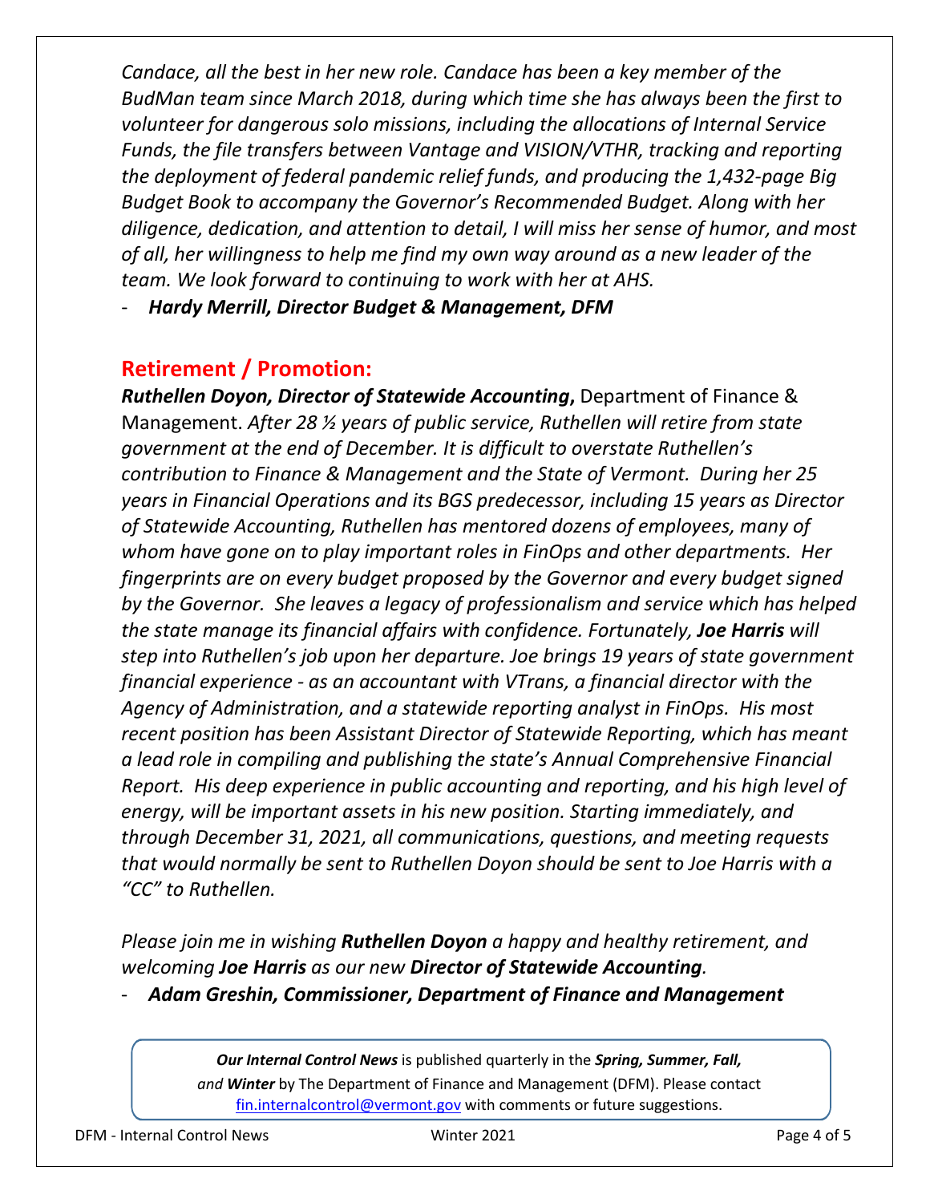*Candace, all the best in her new role. Candace has been a key member of the BudMan team since March 2018, during which time she has always been the first to volunteer for dangerous solo missions, including the allocations of Internal Service Funds, the file transfers between Vantage and VISION/VTHR, tracking and reporting the deployment of federal pandemic relief funds, and producing the 1,432-page Big Budget Book to accompany the Governor's Recommended Budget. Along with her diligence, dedication, and attention to detail, I will miss her sense of humor, and most of all, her willingness to help me find my own way around as a new leader of the team. We look forward to continuing to work with her at AHS.*

- ***Hardy Merrill, Director Budget & Management, DFM***

## Retirement / Promotion:

***Ruthellen Doyon, Director of Statewide Accounting*,** Department of Finance & Management. *After 28 ½ years of public service, Ruthellen will retire from state government at the end of December. It is difficult to overstate Ruthellen's contribution to Finance & Management and the State of Vermont. During her 25 years in Financial Operations and its BGS predecessor, including 15 years as Director of Statewide Accounting, Ruthellen has mentored dozens of employees, many of whom have gone on to play important roles in FinOps and other departments. Her fingerprints are on every budget proposed by the Governor and every budget signed by the Governor. She leaves a legacy of professionalism and service which has helped the state manage its financial affairs with confidence. Fortunately,* ***Joe Harris*** *will step into Ruthellen's job upon her departure. Joe brings 19 years of state government financial experience - as an accountant with VTrans, a financial director with the Agency of Administration, and a statewide reporting analyst in FinOps. His most recent position has been Assistant Director of Statewide Reporting, which has meant a lead role in compiling and publishing the state's Annual Comprehensive Financial Report. His deep experience in public accounting and reporting, and his high level of energy, will be important assets in his new position. Starting immediately, and through December 31, 2021, all communications, questions, and meeting requests that would normally be sent to Ruthellen Doyon should be sent to Joe Harris with a "CC" to Ruthellen.*

*Please join me in wishing* ***Ruthellen Doyon*** *a happy and healthy retirement, and welcoming* ***Joe Harris*** *as our new* ***Director of Statewide Accounting****.*

- ***Adam Greshin, Commissioner, Department of Finance and Management***

***Our Internal Control News*** is published quarterly in the ***Spring, Summer, Fall,*** *and* ***Winter*** by The Department of Finance and Management (DFM). Please contact fin.internalcontrol@vermont.gov with comments or future suggestions.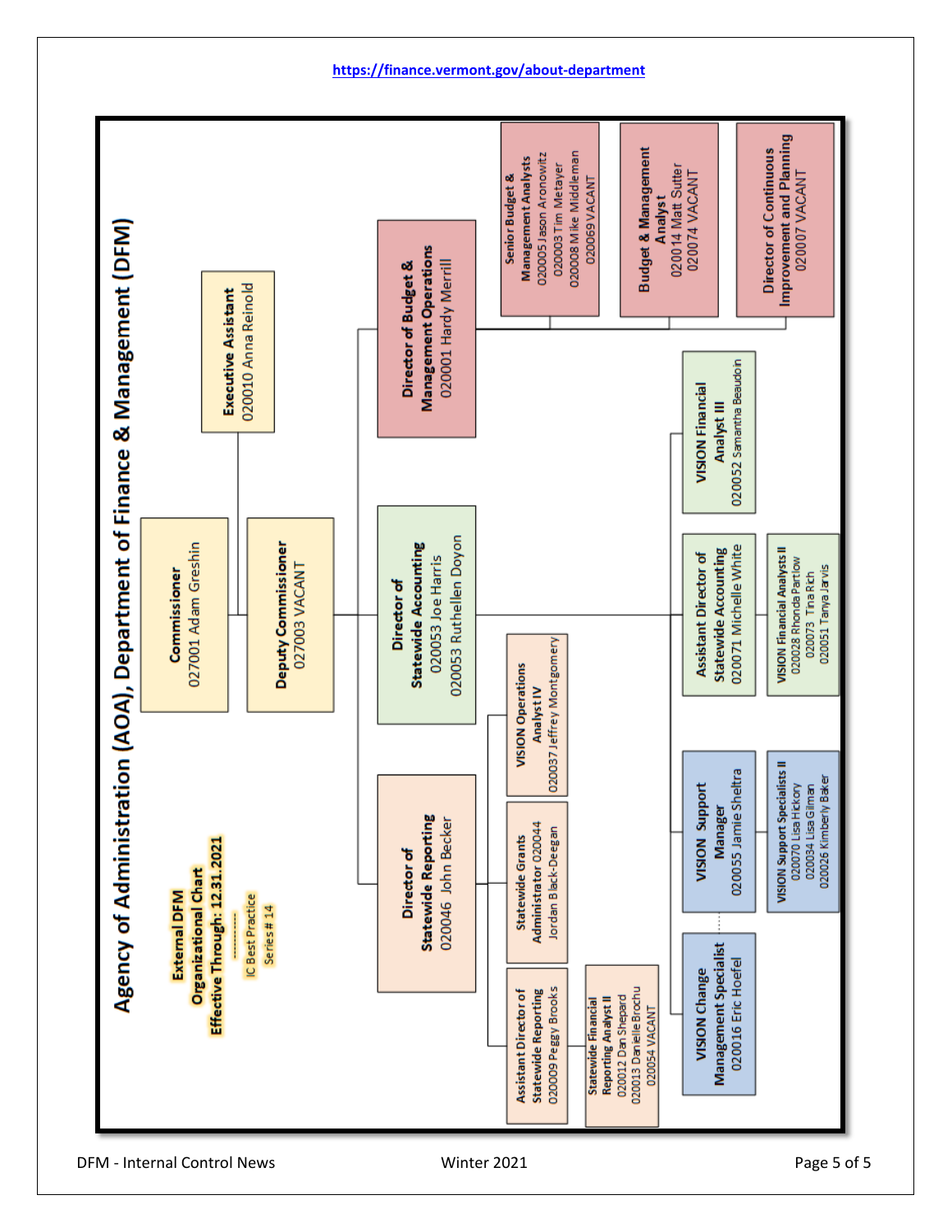https://finance.vermont.gov/about-department

# Agency of Administration (AOA), Department of Finance & Management (DFM)

**External DFM Organizational Chart**
**Effective Through: 12.31.2021**

IC Best Practice
Series # 14

**Commissioner**
027001 Adam Greshin

**Executive Assistant**
020010 Anna Reinold

**Deputy Commissioner**
027003 VACANT

**Director of Statewide Reporting**
020046 John Becker

- **Assistant Director of Statewide Reporting**
  020009 Peggy Brooks
  - **Statewide Financial Reporting Analyst II**
    020012 Dan Shepard
    020013 Danielle Brochu
    020054 VACANT
- **Statewide Grants Administrator** 020044
  Jordan Black-Deegan
- **VISION Operations Analyst IV**
  020037 Jeffrey Montgomery

**Director of Statewide Accounting**
020053 Joe Harris
020053 Ruthellen Doyon

- **VISION Change Management Specialist**
  020016 Eric Hoefel
- **VISION Support Manager**
  020055 Jamie Sheltra
  - **VISION Support Specialists II**
    020070 Lisa Hickory
    020034 Lisa Gilman
    020026 Kimberly Baker
- **Assistant Director of Statewide Accounting**
  020071 Michelle White
  - **VISION Financial Analysts II**
    020028 Rhonda Partlow
    020073 Tina Rich
    020051 Tanya Jarvis
- **VISION Financial Analyst III**
  020052 Samantha Beaudoin

**Director of Budget & Management Operations**
020001 Hardy Merrill

- **Senior Budget & Management Analysts**
  020005 Jason Aronowitz
  020003 Tim Metayer
  020008 Mike Middleman
  020069 VACANT
- **Budget & Management Analyst**
  020014 Matt Sutter
  020074 VACANT
- **Director of Continuous Improvement and Planning**
  020007 VACANT